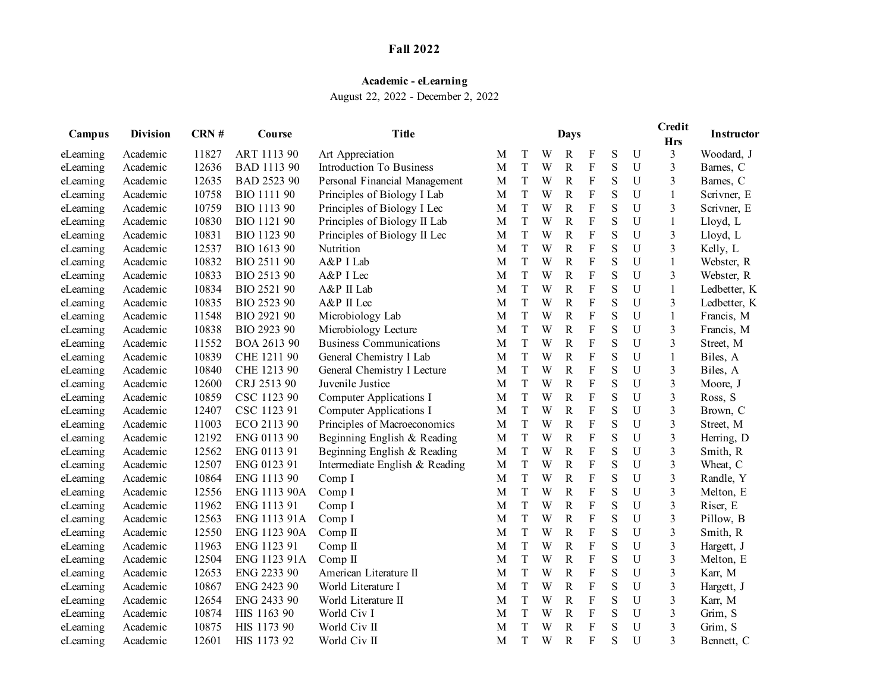**Fall 2022**

**Academic - eLearning**

August 22, 2022 - December 2, 2022

| Campus | Division | CRN # | Course | Title | Days | | | | | | | Credit Hrs | Instructor |
|---|---|---|---|---|---|---|---|---|---|---|---|---|---|
| eLearning | Academic | 11827 | ART 1113 90 | Art Appreciation | M | T | W | R | F | S | U | 3 | Woodard, J |
| eLearning | Academic | 12636 | BAD 1113 90 | Introduction To Business | M | T | W | R | F | S | U | 3 | Barnes, C |
| eLearning | Academic | 12635 | BAD 2523 90 | Personal Financial Management | M | T | W | R | F | S | U | 3 | Barnes, C |
| eLearning | Academic | 10758 | BIO 1111 90 | Principles of Biology I Lab | M | T | W | R | F | S | U | 1 | Scrivner, E |
| eLearning | Academic | 10759 | BIO 1113 90 | Principles of Biology I Lec | M | T | W | R | F | S | U | 3 | Scrivner, E |
| eLearning | Academic | 10830 | BIO 1121 90 | Principles of Biology II Lab | M | T | W | R | F | S | U | 1 | Lloyd, L |
| eLearning | Academic | 10831 | BIO 1123 90 | Principles of Biology II Lec | M | T | W | R | F | S | U | 3 | Lloyd, L |
| eLearning | Academic | 12537 | BIO 1613 90 | Nutrition | M | T | W | R | F | S | U | 3 | Kelly, L |
| eLearning | Academic | 10832 | BIO 2511 90 | A&P I Lab | M | T | W | R | F | S | U | 1 | Webster, R |
| eLearning | Academic | 10833 | BIO 2513 90 | A&P I Lec | M | T | W | R | F | S | U | 3 | Webster, R |
| eLearning | Academic | 10834 | BIO 2521 90 | A&P II Lab | M | T | W | R | F | S | U | 1 | Ledbetter, K |
| eLearning | Academic | 10835 | BIO 2523 90 | A&P II Lec | M | T | W | R | F | S | U | 3 | Ledbetter, K |
| eLearning | Academic | 11548 | BIO 2921 90 | Microbiology Lab | M | T | W | R | F | S | U | 1 | Francis, M |
| eLearning | Academic | 10838 | BIO 2923 90 | Microbiology Lecture | M | T | W | R | F | S | U | 3 | Francis, M |
| eLearning | Academic | 11552 | BOA 2613 90 | Business Communications | M | T | W | R | F | S | U | 3 | Street, M |
| eLearning | Academic | 10839 | CHE 1211 90 | General Chemistry I Lab | M | T | W | R | F | S | U | 1 | Biles, A |
| eLearning | Academic | 10840 | CHE 1213 90 | General Chemistry I Lecture | M | T | W | R | F | S | U | 3 | Biles, A |
| eLearning | Academic | 12600 | CRJ 2513 90 | Juvenile Justice | M | T | W | R | F | S | U | 3 | Moore, J |
| eLearning | Academic | 10859 | CSC 1123 90 | Computer Applications I | M | T | W | R | F | S | U | 3 | Ross, S |
| eLearning | Academic | 12407 | CSC 1123 91 | Computer Applications I | M | T | W | R | F | S | U | 3 | Brown, C |
| eLearning | Academic | 11003 | ECO 2113 90 | Principles of Macroeconomics | M | T | W | R | F | S | U | 3 | Street, M |
| eLearning | Academic | 12192 | ENG 0113 90 | Beginning English & Reading | M | T | W | R | F | S | U | 3 | Herring, D |
| eLearning | Academic | 12562 | ENG 0113 91 | Beginning English & Reading | M | T | W | R | F | S | U | 3 | Smith, R |
| eLearning | Academic | 12507 | ENG 0123 91 | Intermediate English & Reading | M | T | W | R | F | S | U | 3 | Wheat, C |
| eLearning | Academic | 10864 | ENG 1113 90 | Comp I | M | T | W | R | F | S | U | 3 | Randle, Y |
| eLearning | Academic | 12556 | ENG 1113 90A | Comp I | M | T | W | R | F | S | U | 3 | Melton, E |
| eLearning | Academic | 11962 | ENG 1113 91 | Comp I | M | T | W | R | F | S | U | 3 | Riser, E |
| eLearning | Academic | 12563 | ENG 1113 91A | Comp I | M | T | W | R | F | S | U | 3 | Pillow, B |
| eLearning | Academic | 12550 | ENG 1123 90A | Comp II | M | T | W | R | F | S | U | 3 | Smith, R |
| eLearning | Academic | 11963 | ENG 1123 91 | Comp II | M | T | W | R | F | S | U | 3 | Hargett, J |
| eLearning | Academic | 12504 | ENG 1123 91A | Comp II | M | T | W | R | F | S | U | 3 | Melton, E |
| eLearning | Academic | 12653 | ENG 2233 90 | American Literature II | M | T | W | R | F | S | U | 3 | Karr, M |
| eLearning | Academic | 10867 | ENG 2423 90 | World Literature I | M | T | W | R | F | S | U | 3 | Hargett, J |
| eLearning | Academic | 12654 | ENG 2433 90 | World Literature II | M | T | W | R | F | S | U | 3 | Karr, M |
| eLearning | Academic | 10874 | HIS 1163 90 | World Civ I | M | T | W | R | F | S | U | 3 | Grim, S |
| eLearning | Academic | 10875 | HIS 1173 90 | World Civ II | M | T | W | R | F | S | U | 3 | Grim, S |
| eLearning | Academic | 12601 | HIS 1173 92 | World Civ II | M | T | W | R | F | S | U | 3 | Bennett, C |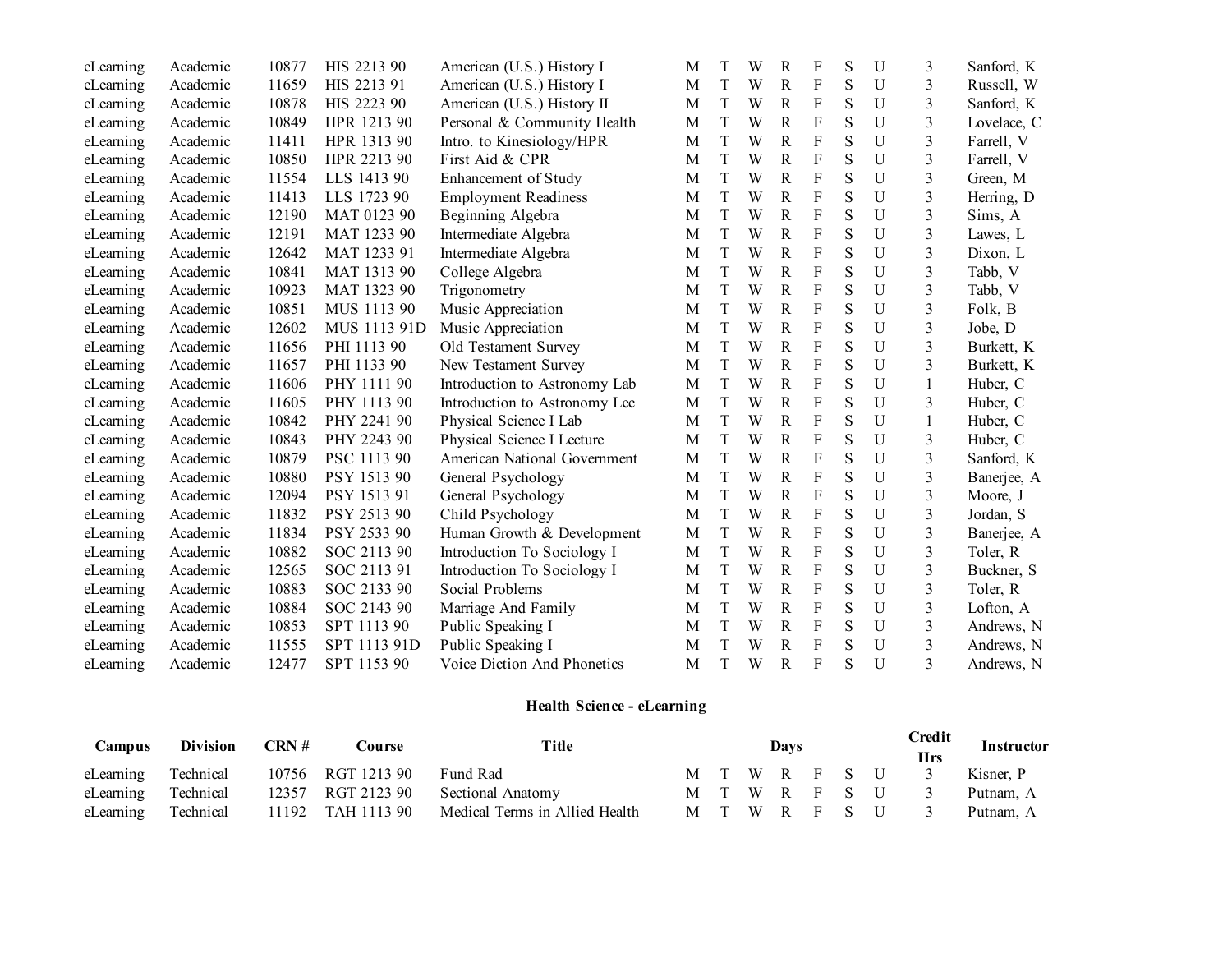| | | | | | | | | | | | | | |
|---|---|---|---|---|---|---|---|---|---|---|---|---|---|
| eLearning | Academic | 10877 | HIS 2213 90 | American (U.S.) History I | M | T | W | R | F | S | U | 3 | Sanford, K |
| eLearning | Academic | 11659 | HIS 2213 91 | American (U.S.) History I | M | T | W | R | F | S | U | 3 | Russell, W |
| eLearning | Academic | 10878 | HIS 2223 90 | American (U.S.) History II | M | T | W | R | F | S | U | 3 | Sanford, K |
| eLearning | Academic | 10849 | HPR 1213 90 | Personal & Community Health | M | T | W | R | F | S | U | 3 | Lovelace, C |
| eLearning | Academic | 11411 | HPR 1313 90 | Intro. to Kinesiology/HPR | M | T | W | R | F | S | U | 3 | Farrell, V |
| eLearning | Academic | 10850 | HPR 2213 90 | First Aid & CPR | M | T | W | R | F | S | U | 3 | Farrell, V |
| eLearning | Academic | 11554 | LLS 1413 90 | Enhancement of Study | M | T | W | R | F | S | U | 3 | Green, M |
| eLearning | Academic | 11413 | LLS 1723 90 | Employment Readiness | M | T | W | R | F | S | U | 3 | Herring, D |
| eLearning | Academic | 12190 | MAT 0123 90 | Beginning Algebra | M | T | W | R | F | S | U | 3 | Sims, A |
| eLearning | Academic | 12191 | MAT 1233 90 | Intermediate Algebra | M | T | W | R | F | S | U | 3 | Lawes, L |
| eLearning | Academic | 12642 | MAT 1233 91 | Intermediate Algebra | M | T | W | R | F | S | U | 3 | Dixon, L |
| eLearning | Academic | 10841 | MAT 1313 90 | College Algebra | M | T | W | R | F | S | U | 3 | Tabb, V |
| eLearning | Academic | 10923 | MAT 1323 90 | Trigonometry | M | T | W | R | F | S | U | 3 | Tabb, V |
| eLearning | Academic | 10851 | MUS 1113 90 | Music Appreciation | M | T | W | R | F | S | U | 3 | Folk, B |
| eLearning | Academic | 12602 | MUS 1113 91D | Music Appreciation | M | T | W | R | F | S | U | 3 | Jobe, D |
| eLearning | Academic | 11656 | PHI 1113 90 | Old Testament Survey | M | T | W | R | F | S | U | 3 | Burkett, K |
| eLearning | Academic | 11657 | PHI 1133 90 | New Testament Survey | M | T | W | R | F | S | U | 3 | Burkett, K |
| eLearning | Academic | 11606 | PHY 1111 90 | Introduction to Astronomy Lab | M | T | W | R | F | S | U | 1 | Huber, C |
| eLearning | Academic | 11605 | PHY 1113 90 | Introduction to Astronomy Lec | M | T | W | R | F | S | U | 3 | Huber, C |
| eLearning | Academic | 10842 | PHY 2241 90 | Physical Science I Lab | M | T | W | R | F | S | U | 1 | Huber, C |
| eLearning | Academic | 10843 | PHY 2243 90 | Physical Science I Lecture | M | T | W | R | F | S | U | 3 | Huber, C |
| eLearning | Academic | 10879 | PSC 1113 90 | American National Government | M | T | W | R | F | S | U | 3 | Sanford, K |
| eLearning | Academic | 10880 | PSY 1513 90 | General Psychology | M | T | W | R | F | S | U | 3 | Banerjee, A |
| eLearning | Academic | 12094 | PSY 1513 91 | General Psychology | M | T | W | R | F | S | U | 3 | Moore, J |
| eLearning | Academic | 11832 | PSY 2513 90 | Child Psychology | M | T | W | R | F | S | U | 3 | Jordan, S |
| eLearning | Academic | 11834 | PSY 2533 90 | Human Growth & Development | M | T | W | R | F | S | U | 3 | Banerjee, A |
| eLearning | Academic | 10882 | SOC 2113 90 | Introduction To Sociology I | M | T | W | R | F | S | U | 3 | Toler, R |
| eLearning | Academic | 12565 | SOC 2113 91 | Introduction To Sociology I | M | T | W | R | F | S | U | 3 | Buckner, S |
| eLearning | Academic | 10883 | SOC 2133 90 | Social Problems | M | T | W | R | F | S | U | 3 | Toler, R |
| eLearning | Academic | 10884 | SOC 2143 90 | Marriage And Family | M | T | W | R | F | S | U | 3 | Lofton, A |
| eLearning | Academic | 10853 | SPT 1113 90 | Public Speaking I | M | T | W | R | F | S | U | 3 | Andrews, N |
| eLearning | Academic | 11555 | SPT 1113 91D | Public Speaking I | M | T | W | R | F | S | U | 3 | Andrews, N |
| eLearning | Academic | 12477 | SPT 1153 90 | Voice Diction And Phonetics | M | T | W | R | F | S | U | 3 | Andrews, N |

**Health Science - eLearning**

| Campus | Division | CRN # | Course | Title | Days | | | | | | | Credit Hrs | Instructor |
|---|---|---|---|---|---|---|---|---|---|---|---|---|---|
| eLearning | Technical | 10756 | RGT 1213 90 | Fund Rad | M | T | W | R | F | S | U | 3 | Kisner, P |
| eLearning | Technical | 12357 | RGT 2123 90 | Sectional Anatomy | M | T | W | R | F | S | U | 3 | Putnam, A |
| eLearning | Technical | 11192 | TAH 1113 90 | Medical Terms in Allied Health | M | T | W | R | F | S | U | 3 | Putnam, A |